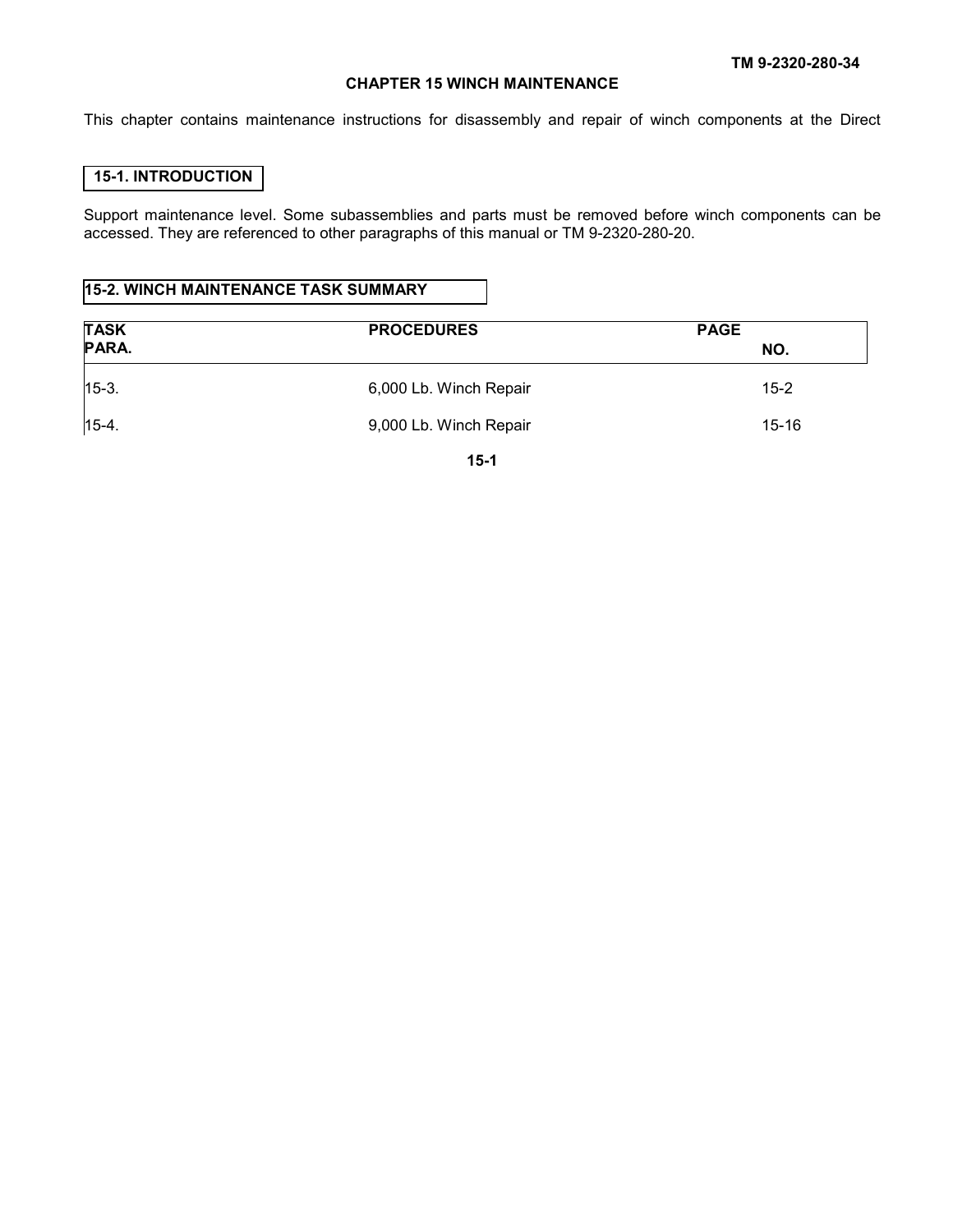# CHAPTER 15 WINCH MAINTENANCE

This chapter contains maintenance instructions for disassembly and repair of winch components at the Direct

## 15-1. INTRODUCTION

Support maintenance level. Some subassemblies and parts must be removed before winch components can be accessed. They are referenced to other paragraphs of this manual or TM 9-2320-280-20.

## 15-2. WINCH MAINTENANCE TASK SUMMARY

| TASK PARA. | PROCEDURES | PAGE NO. |
|---|---|---|
| 15-3. | 6,000 Lb. Winch Repair | 15-2 |
| 15-4. | 9,000 Lb. Winch Repair | 15-16 |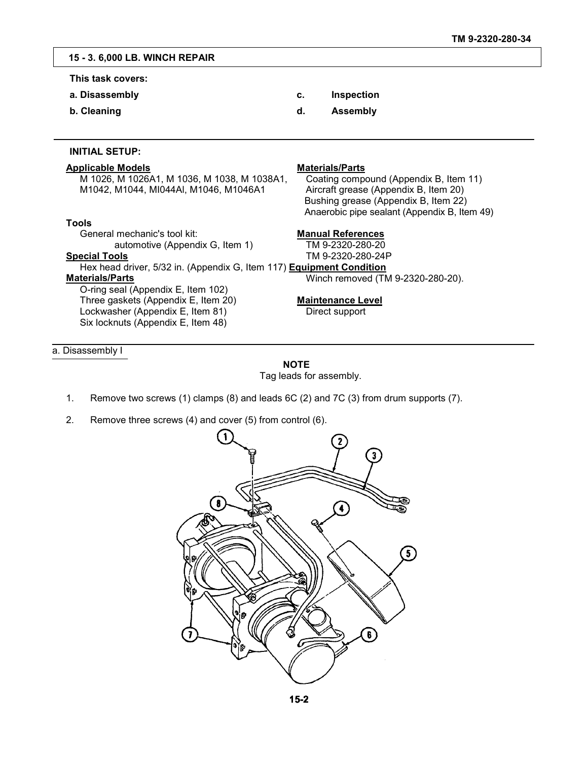## 15 - 3. 6,000 LB. WINCH REPAIR

**This task covers:**

**a. Disassembly** | **c. Inspection**
**b. Cleaning** | **d. Assembly**

---

**INITIAL SETUP:**

**Applicable Models**
M 1026, M 1026A1, M 1036, M 1038, M 1038A1, M1042, M1044, MI044Al, M1046, M1046A1

**Tools**
General mechanic's tool kit: automotive (Appendix G, Item 1)

**Special Tools**
Hex head driver, 5/32 in. (Appendix G, Item 117)

**Materials/Parts**
O-ring seal (Appendix E, Item 102)
Three gaskets (Appendix E, Item 20)
Lockwasher (Appendix E, Item 81)
Six locknuts (Appendix E, Item 48)

**Materials/Parts**
Coating compound (Appendix B, Item 11)
Aircraft grease (Appendix B, Item 20)
Bushing grease (Appendix B, Item 22)
Anaerobic pipe sealant (Appendix B, Item 49)

**Manual References**
TM 9-2320-280-20
TM 9-2320-280-24P

**Equipment Condition**
Winch removed (TM 9-2320-280-20).

**Maintenance Level**
Direct support

---

a. Disassembly I

**NOTE**
Tag leads for assembly.

1. Remove two screws (1) clamps (8) and leads 6C (2) and 7C (3) from drum supports (7).
2. Remove three screws (4) and cover (5) from control (6).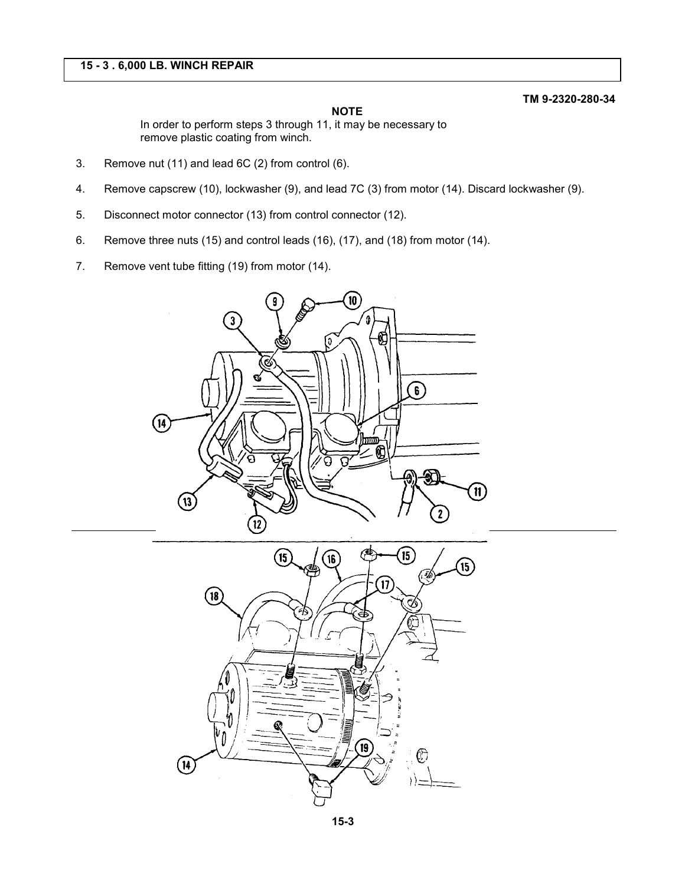## 15 - 3 . 6,000 LB. WINCH REPAIR

TM 9-2320-280-34

**NOTE**

In order to perform steps 3 through 11, it may be necessary to remove plastic coating from winch.

3. Remove nut (11) and lead 6C (2) from control (6).

4. Remove capscrew (10), lockwasher (9), and lead 7C (3) from motor (14). Discard lockwasher (9).

5. Disconnect motor connector (13) from control connector (12).

6. Remove three nuts (15) and control leads (16), (17), and (18) from motor (14).

7. Remove vent tube fitting (19) from motor (14).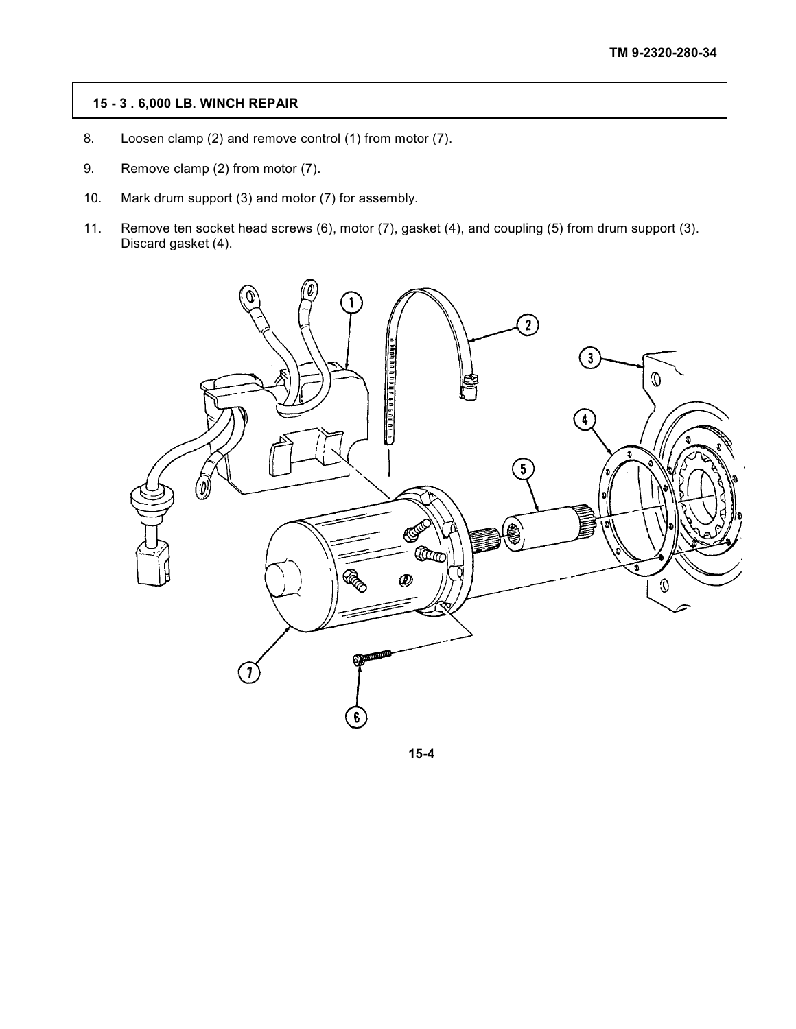## 15 - 3 . 6,000 LB. WINCH REPAIR

8. Loosen clamp (2) and remove control (1) from motor (7).

9. Remove clamp (2) from motor (7).

10. Mark drum support (3) and motor (7) for assembly.

11. Remove ten socket head screws (6), motor (7), gasket (4), and coupling (5) from drum support (3). Discard gasket (4).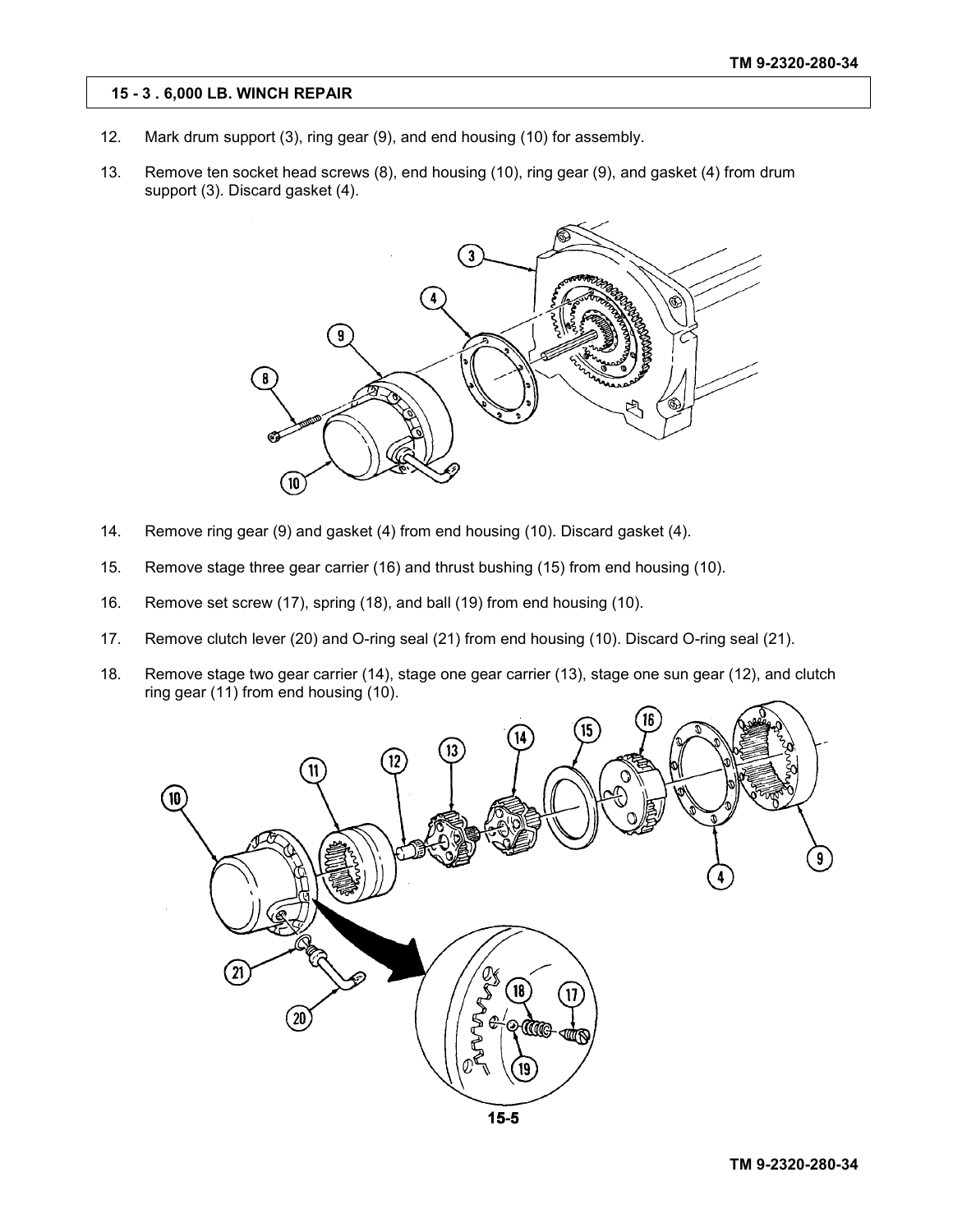## 15 - 3 . 6,000 LB. WINCH REPAIR

12. Mark drum support (3), ring gear (9), and end housing (10) for assembly.

13. Remove ten socket head screws (8), end housing (10), ring gear (9), and gasket (4) from drum support (3). Discard gasket (4).

14. Remove ring gear (9) and gasket (4) from end housing (10). Discard gasket (4).

15. Remove stage three gear carrier (16) and thrust bushing (15) from end housing (10).

16. Remove set screw (17), spring (18), and ball (19) from end housing (10).

17. Remove clutch lever (20) and O-ring seal (21) from end housing (10). Discard O-ring seal (21).

18. Remove stage two gear carrier (14), stage one gear carrier (13), stage one sun gear (12), and clutch ring gear (11) from end housing (10).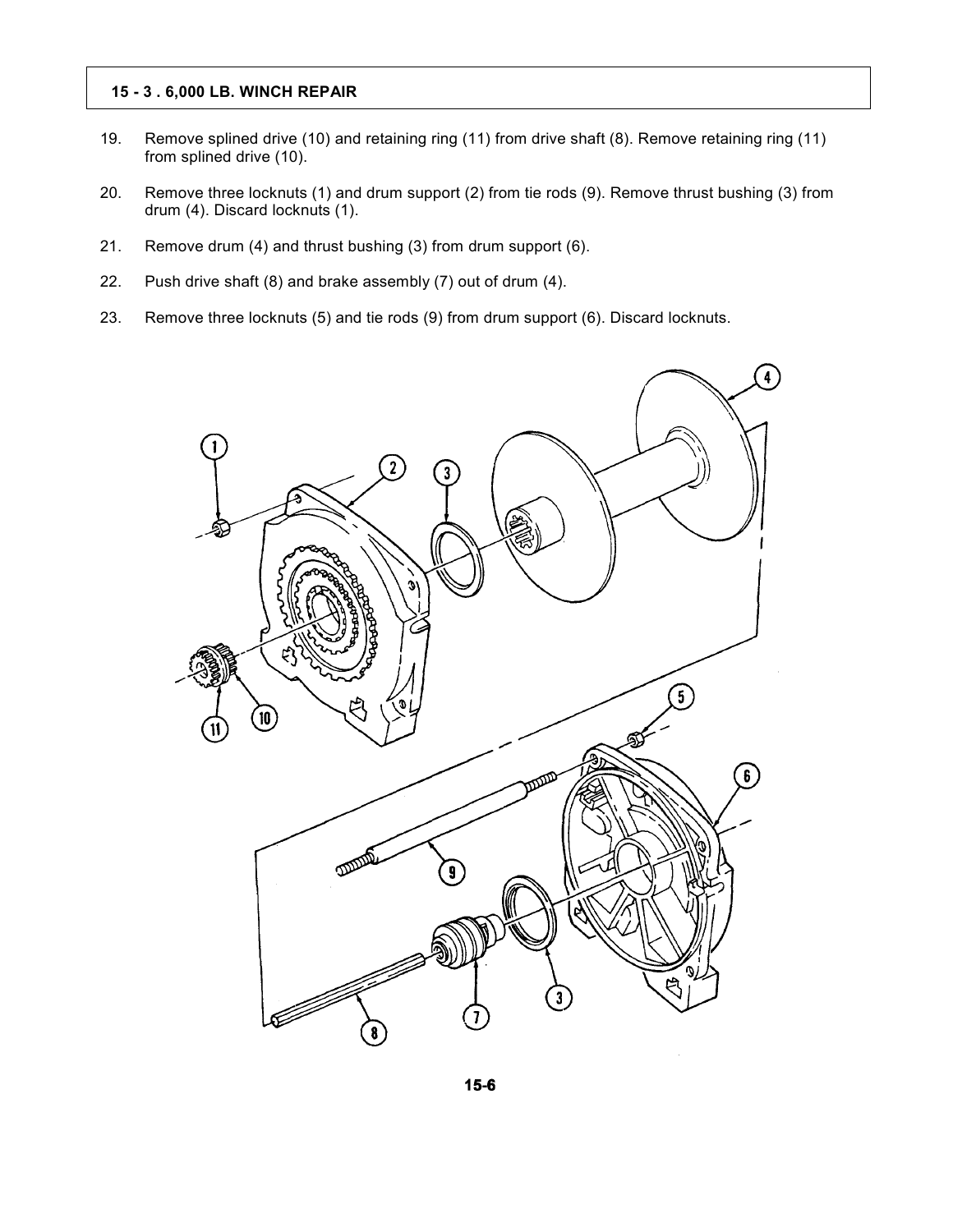**15 - 3 . 6,000 LB. WINCH REPAIR**

19. Remove splined drive (10) and retaining ring (11) from drive shaft (8). Remove retaining ring (11) from splined drive (10).

20. Remove three locknuts (1) and drum support (2) from tie rods (9). Remove thrust bushing (3) from drum (4). Discard locknuts (1).

21. Remove drum (4) and thrust bushing (3) from drum support (6).

22. Push drive shaft (8) and brake assembly (7) out of drum (4).

23. Remove three locknuts (5) and tie rods (9) from drum support (6). Discard locknuts.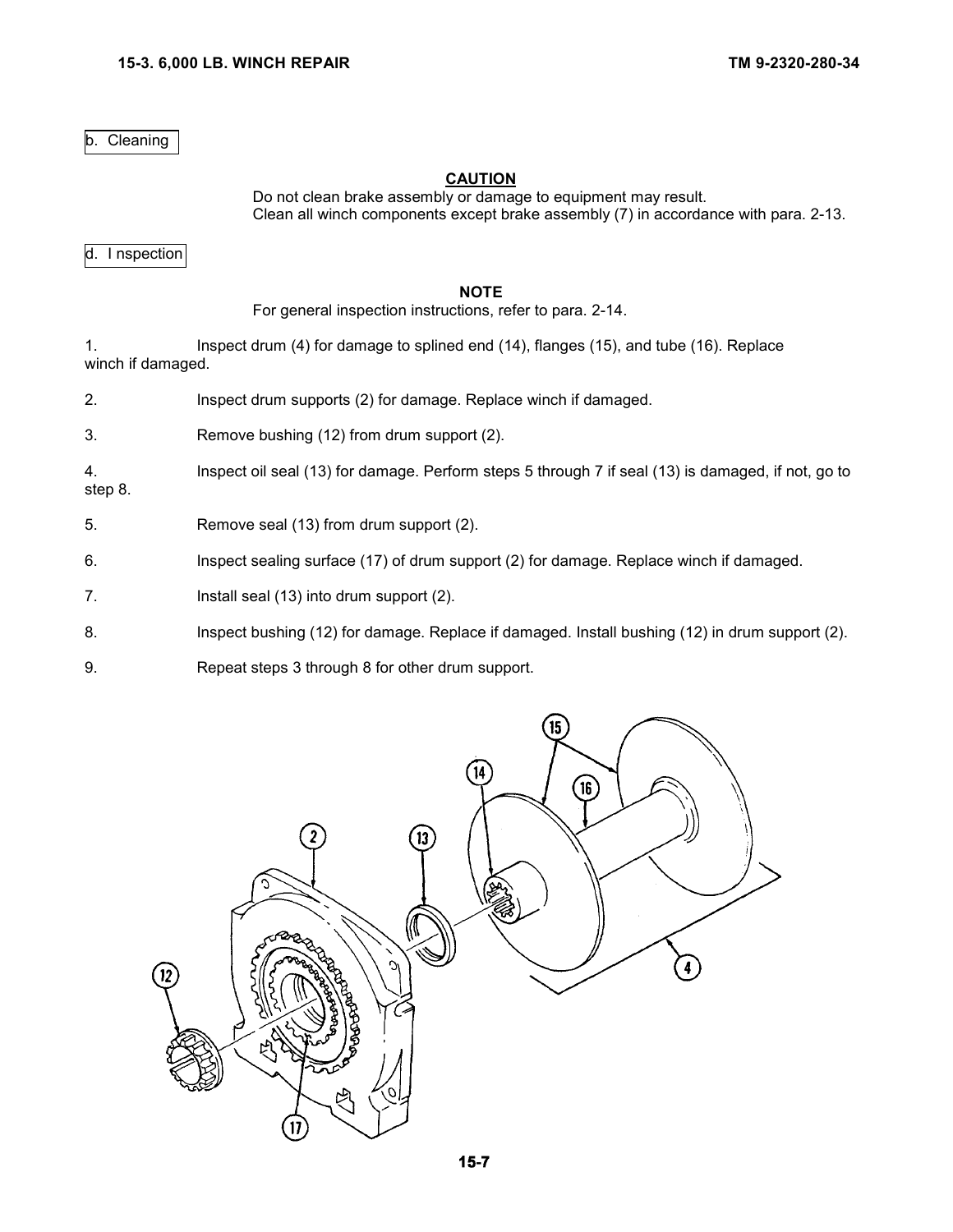b. Cleaning

**CAUTION**

Do not clean brake assembly or damage to equipment may result.
Clean all winch components except brake assembly (7) in accordance with para. 2-13.

d. I nspection

**NOTE**

For general inspection instructions, refer to para. 2-14.

1. Inspect drum (4) for damage to splined end (14), flanges (15), and tube (16). Replace winch if damaged.

2. Inspect drum supports (2) for damage. Replace winch if damaged.

3. Remove bushing (12) from drum support (2).

4. Inspect oil seal (13) for damage. Perform steps 5 through 7 if seal (13) is damaged, if not, go to step 8.

5. Remove seal (13) from drum support (2).

6. Inspect sealing surface (17) of drum support (2) for damage. Replace winch if damaged.

7. Install seal (13) into drum support (2).

8. Inspect bushing (12) for damage. Replace if damaged. Install bushing (12) in drum support (2).

9. Repeat steps 3 through 8 for other drum support.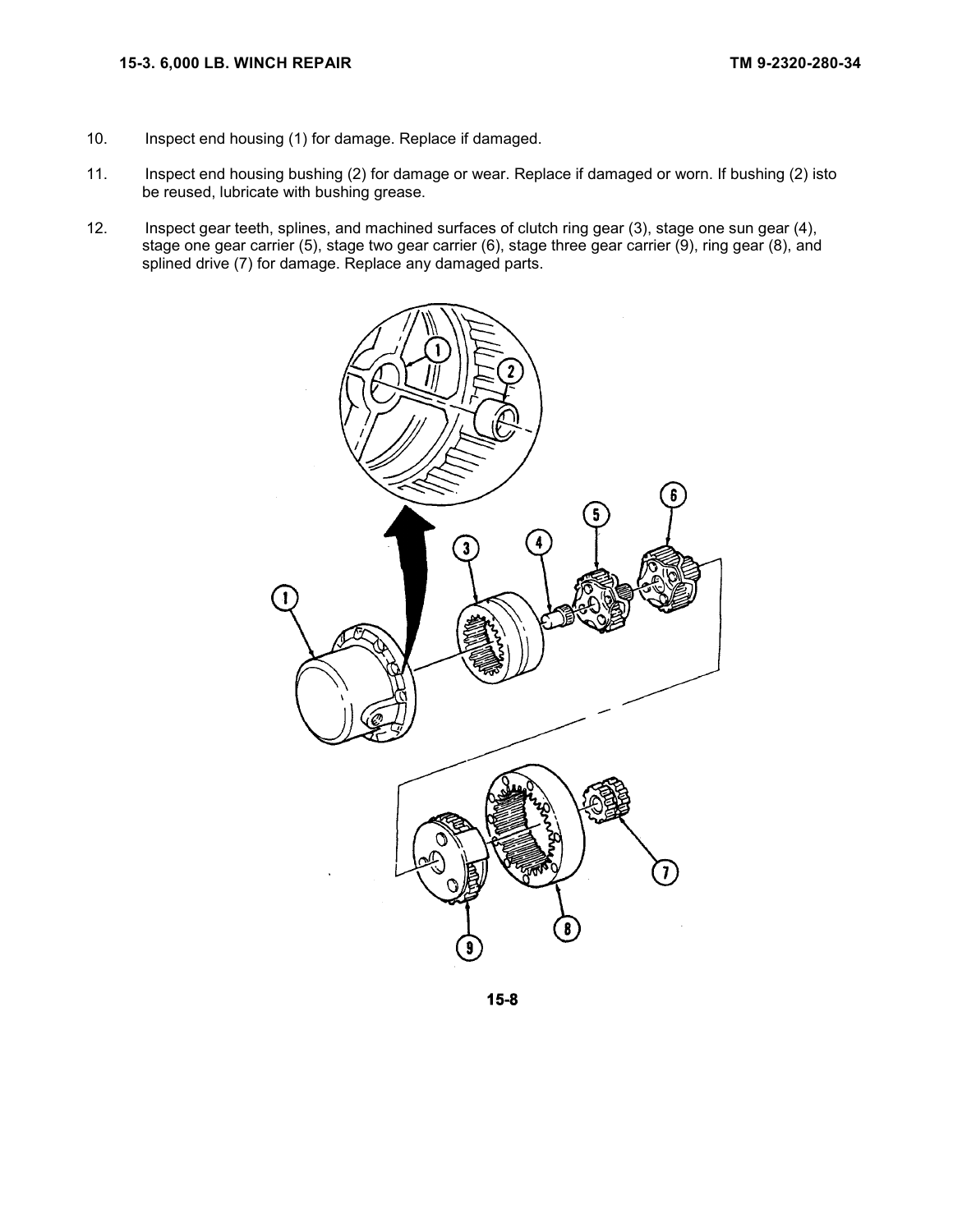10. Inspect end housing (1) for damage. Replace if damaged.

11. Inspect end housing bushing (2) for damage or wear. Replace if damaged or worn. If bushing (2) isto be reused, lubricate with bushing grease.

12. Inspect gear teeth, splines, and machined surfaces of clutch ring gear (3), stage one sun gear (4), stage one gear carrier (5), stage two gear carrier (6), stage three gear carrier (9), ring gear (8), and splined drive (7) for damage. Replace any damaged parts.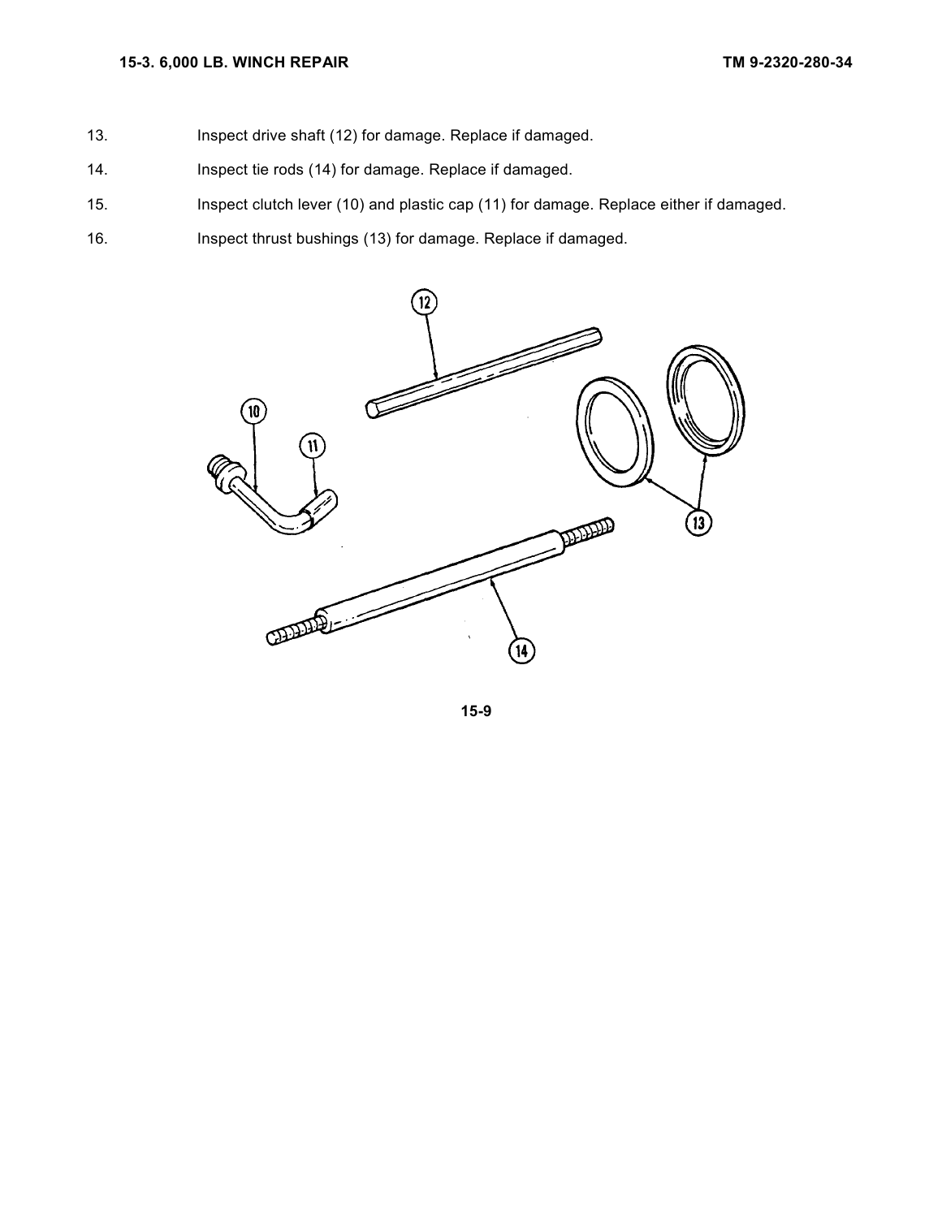13. Inspect drive shaft (12) for damage. Replace if damaged.

14. Inspect tie rods (14) for damage. Replace if damaged.

15. Inspect clutch lever (10) and plastic cap (11) for damage. Replace either if damaged.

16. Inspect thrust bushings (13) for damage. Replace if damaged.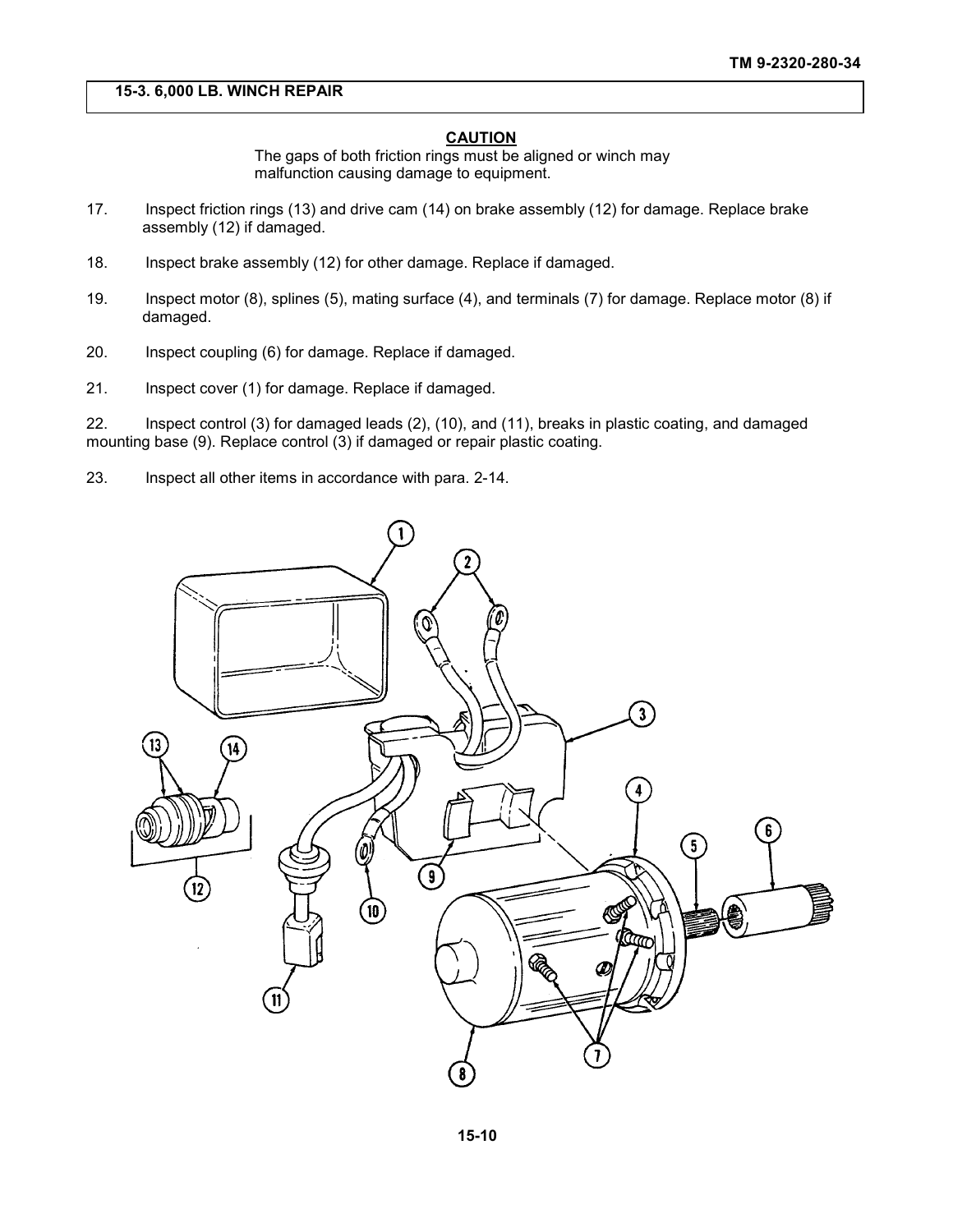## 15-3. 6,000 LB. WINCH REPAIR

**CAUTION**

The gaps of both friction rings must be aligned or winch may malfunction causing damage to equipment.

17. Inspect friction rings (13) and drive cam (14) on brake assembly (12) for damage. Replace brake assembly (12) if damaged.

18. Inspect brake assembly (12) for other damage. Replace if damaged.

19. Inspect motor (8), splines (5), mating surface (4), and terminals (7) for damage. Replace motor (8) if damaged.

20. Inspect coupling (6) for damage. Replace if damaged.

21. Inspect cover (1) for damage. Replace if damaged.

22. Inspect control (3) for damaged leads (2), (10), and (11), breaks in plastic coating, and damaged mounting base (9). Replace control (3) if damaged or repair plastic coating.

23. Inspect all other items in accordance with para. 2-14.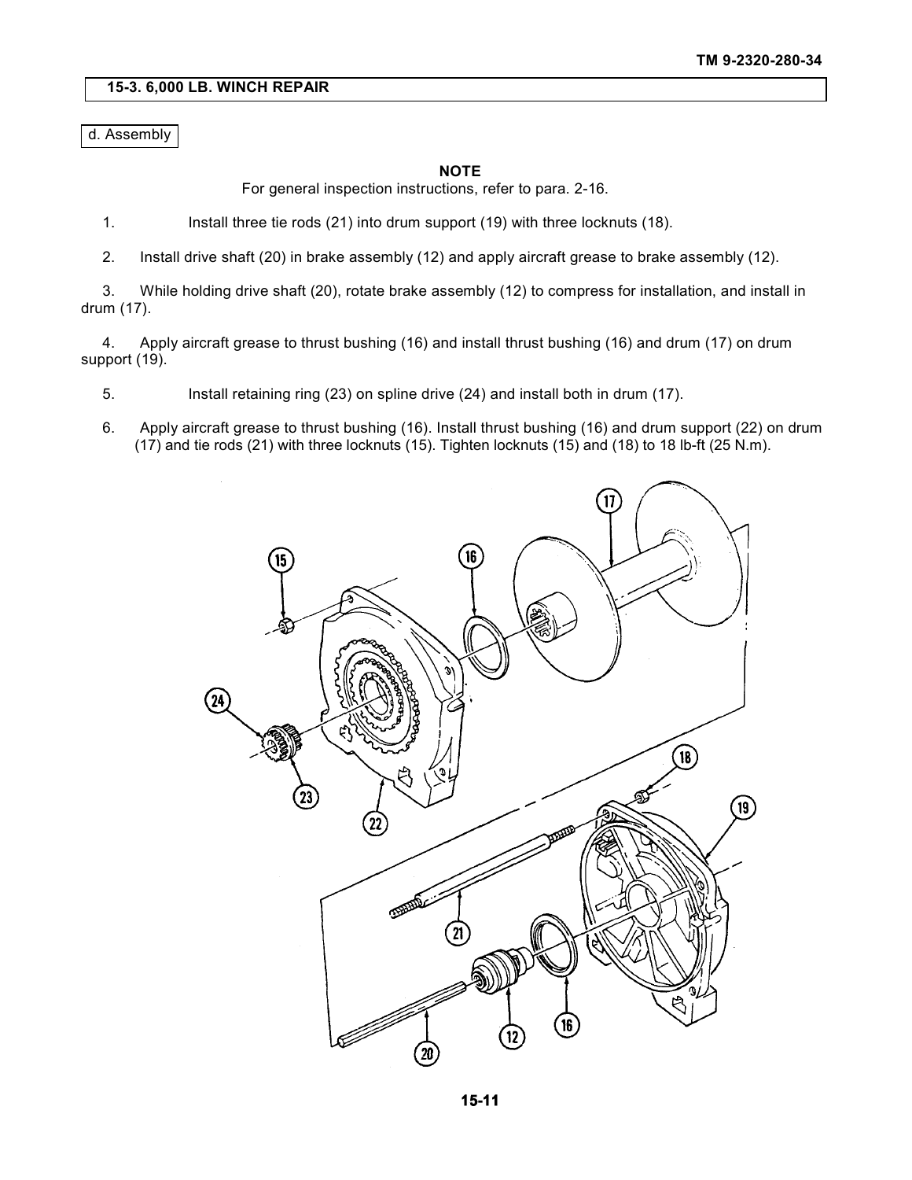## 15-3. 6,000 LB. WINCH REPAIR

### d. Assembly

**NOTE**

For general inspection instructions, refer to para. 2-16.

1. Install three tie rods (21) into drum support (19) with three locknuts (18).
2. Install drive shaft (20) in brake assembly (12) and apply aircraft grease to brake assembly (12).
3. While holding drive shaft (20), rotate brake assembly (12) to compress for installation, and install in drum (17).
4. Apply aircraft grease to thrust bushing (16) and install thrust bushing (16) and drum (17) on drum support (19).
5. Install retaining ring (23) on spline drive (24) and install both in drum (17).
6. Apply aircraft grease to thrust bushing (16). Install thrust bushing (16) and drum support (22) on drum (17) and tie rods (21) with three locknuts (15). Tighten locknuts (15) and (18) to 18 lb-ft (25 N.m).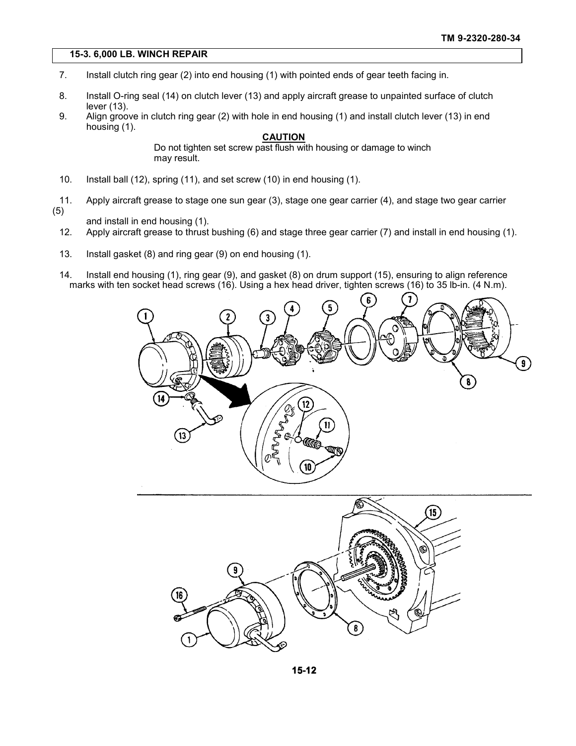## 15-3. 6,000 LB. WINCH REPAIR

7. Install clutch ring gear (2) into end housing (1) with pointed ends of gear teeth facing in.

8. Install O-ring seal (14) on clutch lever (13) and apply aircraft grease to unpainted surface of clutch lever (13).

9. Align groove in clutch ring gear (2) with hole in end housing (1) and install clutch lever (13) in end housing (1).

**CAUTION**

Do not tighten set screw past flush with housing or damage to winch may result.

10. Install ball (12), spring (11), and set screw (10) in end housing (1).

11. Apply aircraft grease to stage one sun gear (3), stage one gear carrier (4), and stage two gear carrier (5) and install in end housing (1).

12. Apply aircraft grease to thrust bushing (6) and stage three gear carrier (7) and install in end housing (1).

13. Install gasket (8) and ring gear (9) on end housing (1).

14. Install end housing (1), ring gear (9), and gasket (8) on drum support (15), ensuring to align reference marks with ten socket head screws (16). Using a hex head driver, tighten screws (16) to 35 lb-in. (4 N.m).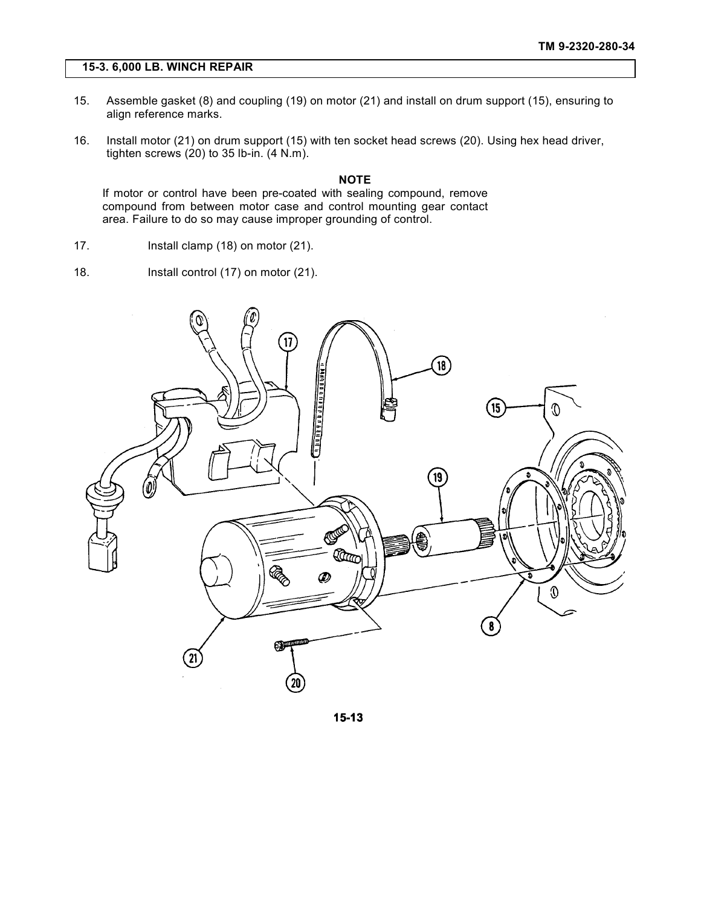## 15-3. 6,000 LB. WINCH REPAIR

15. Assemble gasket (8) and coupling (19) on motor (21) and install on drum support (15), ensuring to align reference marks.

16. Install motor (21) on drum support (15) with ten socket head screws (20). Using hex head driver, tighten screws (20) to 35 lb-in. (4 N.m).

**NOTE**

If motor or control have been pre-coated with sealing compound, remove compound from between motor case and control mounting gear contact area. Failure to do so may cause improper grounding of control.

17. Install clamp (18) on motor (21).

18. Install control (17) on motor (21).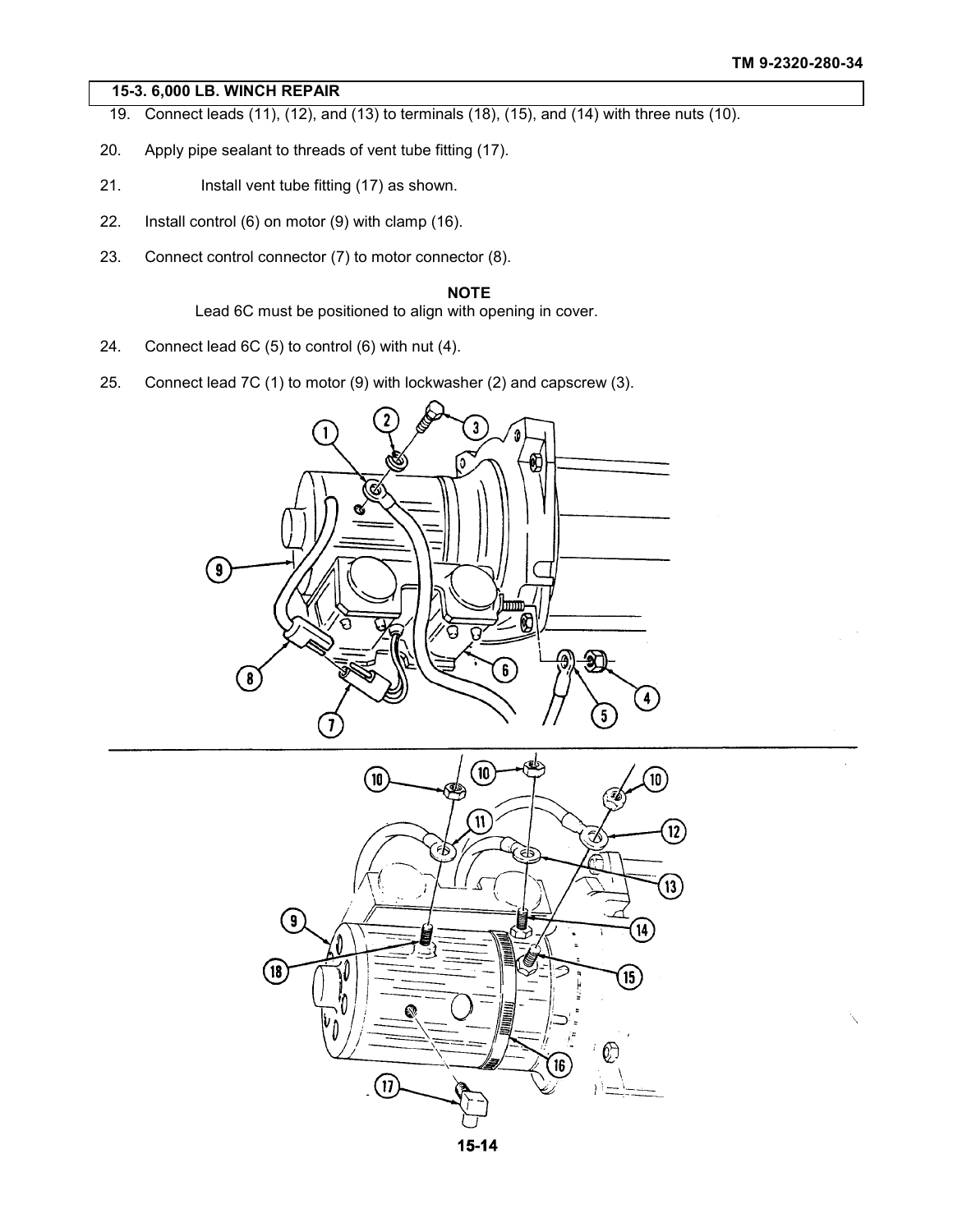## 15-3. 6,000 LB. WINCH REPAIR

19. Connect leads (11), (12), and (13) to terminals (18), (15), and (14) with three nuts (10).

20. Apply pipe sealant to threads of vent tube fitting (17).

21. Install vent tube fitting (17) as shown.

22. Install control (6) on motor (9) with clamp (16).

23. Connect control connector (7) to motor connector (8).

**NOTE**

Lead 6C must be positioned to align with opening in cover.

24. Connect lead 6C (5) to control (6) with nut (4).

25. Connect lead 7C (1) to motor (9) with lockwasher (2) and capscrew (3).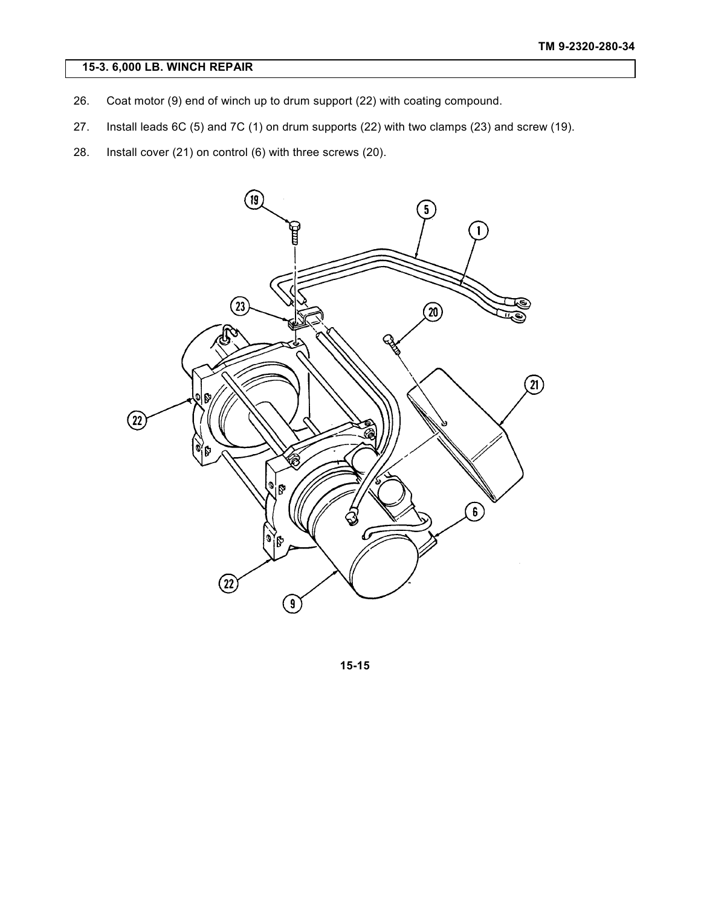## 15-3. 6,000 LB. WINCH REPAIR

26. Coat motor (9) end of winch up to drum support (22) with coating compound.

27. Install leads 6C (5) and 7C (1) on drum supports (22) with two clamps (23) and screw (19).

28. Install cover (21) on control (6) with three screws (20).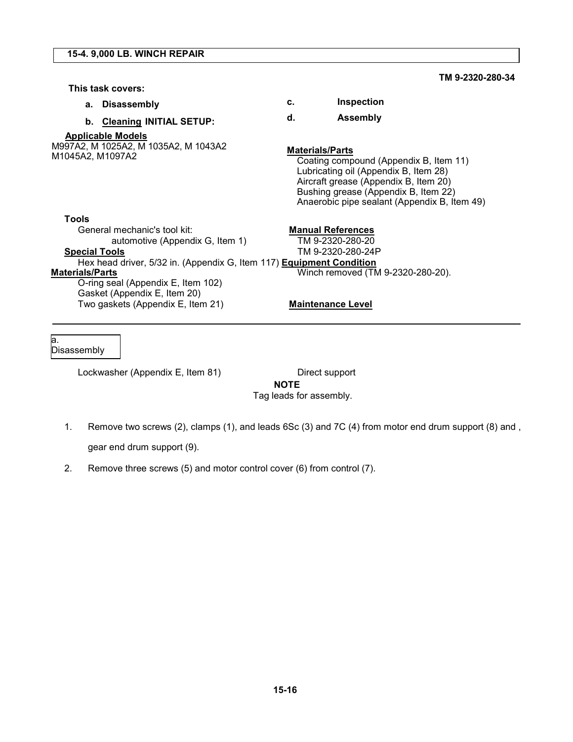## 15-4. 9,000 LB. WINCH REPAIR

TM 9-2320-280-34

**This task covers:**

- **a. Disassembly**
- **b. Cleaning**
- **c. Inspection**
- **d. Assembly**

**INITIAL SETUP:**

**Applicable Models**

M997A2, M 1025A2, M 1035A2, M 1043A2
M1045A2, M1097A2

**Tools**

General mechanic's tool kit:
automotive (Appendix G, Item 1)

**Special Tools**

Hex head driver, 5/32 in. (Appendix G, Item 117)

**Materials/Parts**

O-ring seal (Appendix E, Item 102)
Gasket (Appendix E, Item 20)
Two gaskets (Appendix E, Item 21)
Lockwasher (Appendix E, Item 81)

**Materials/Parts**

Coating compound (Appendix B, Item 11)
Lubricating oil (Appendix B, Item 28)
Aircraft grease (Appendix B, Item 20)
Bushing grease (Appendix B, Item 22)
Anaerobic pipe sealant (Appendix B, Item 49)

**Manual References**

TM 9-2320-280-20
TM 9-2320-280-24P

**Equipment Condition**

Winch removed (TM 9-2320-280-20).

**Maintenance Level**

Direct support

### a. Disassembly

**NOTE**

Tag leads for assembly.

1. Remove two screws (2), clamps (1), and leads 6Sc (3) and 7C (4) from motor end drum support (8) and , gear end drum support (9).
2. Remove three screws (5) and motor control cover (6) from control (7).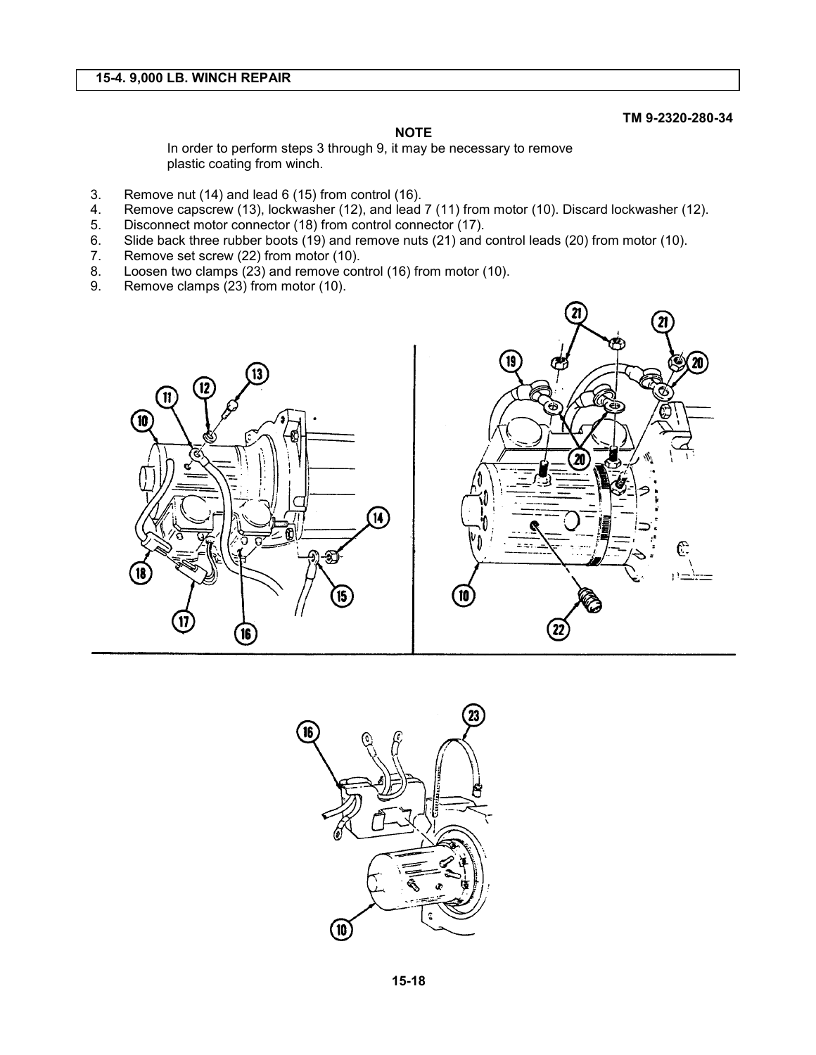## 15-4. 9,000 LB. WINCH REPAIR

**NOTE**

In order to perform steps 3 through 9, it may be necessary to remove plastic coating from winch.

3. Remove nut (14) and lead 6 (15) from control (16).
4. Remove capscrew (13), lockwasher (12), and lead 7 (11) from motor (10). Discard lockwasher (12).
5. Disconnect motor connector (18) from control connector (17).
6. Slide back three rubber boots (19) and remove nuts (21) and control leads (20) from motor (10).
7. Remove set screw (22) from motor (10).
8. Loosen two clamps (23) and remove control (16) from motor (10).
9. Remove clamps (23) from motor (10).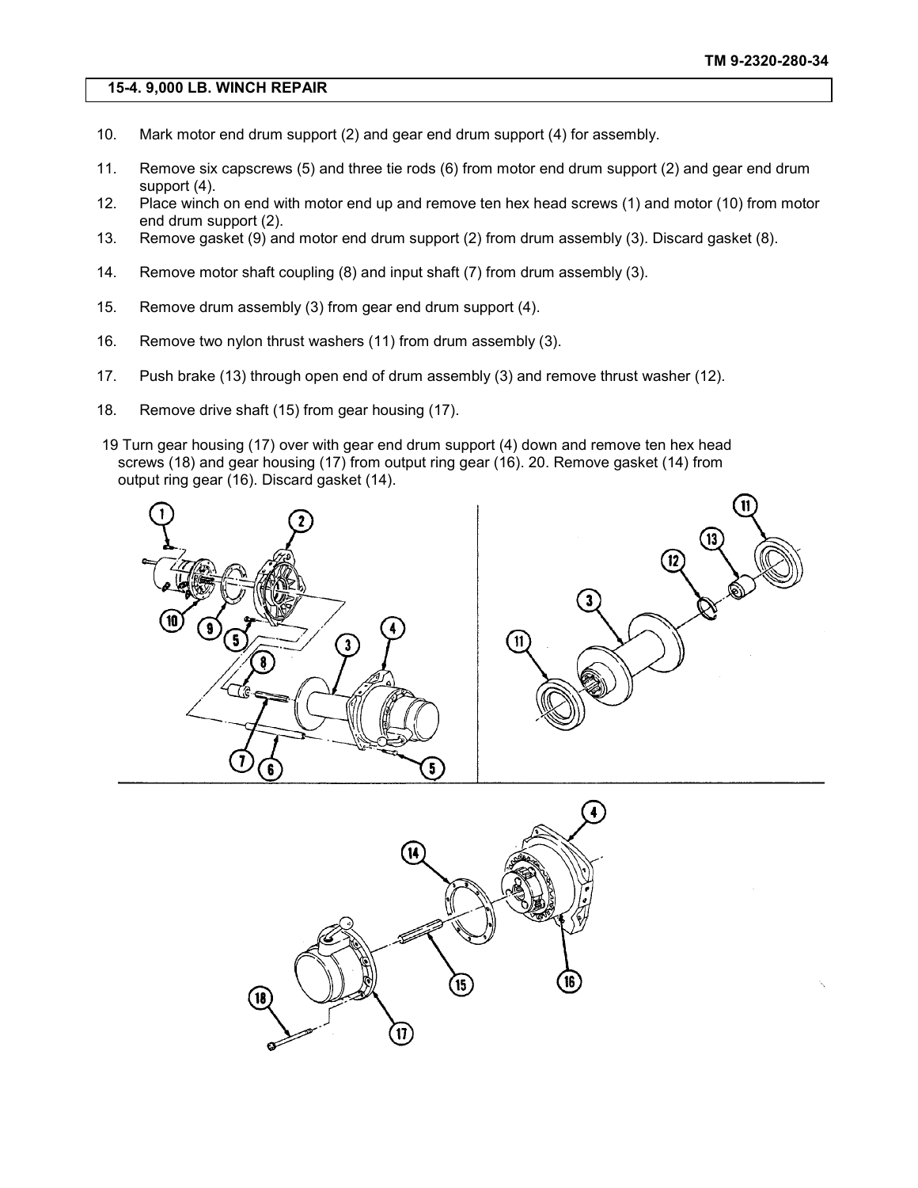## 15-4. 9,000 LB. WINCH REPAIR

10. Mark motor end drum support (2) and gear end drum support (4) for assembly.
11. Remove six capscrews (5) and three tie rods (6) from motor end drum support (2) and gear end drum support (4).
12. Place winch on end with motor end up and remove ten hex head screws (1) and motor (10) from motor end drum support (2).
13. Remove gasket (9) and motor end drum support (2) from drum assembly (3). Discard gasket (8).
14. Remove motor shaft coupling (8) and input shaft (7) from drum assembly (3).
15. Remove drum assembly (3) from gear end drum support (4).
16. Remove two nylon thrust washers (11) from drum assembly (3).
17. Push brake (13) through open end of drum assembly (3) and remove thrust washer (12).
18. Remove drive shaft (15) from gear housing (17).

19 Turn gear housing (17) over with gear end drum support (4) down and remove ten hex head screws (18) and gear housing (17) from output ring gear (16). 20. Remove gasket (14) from output ring gear (16). Discard gasket (14).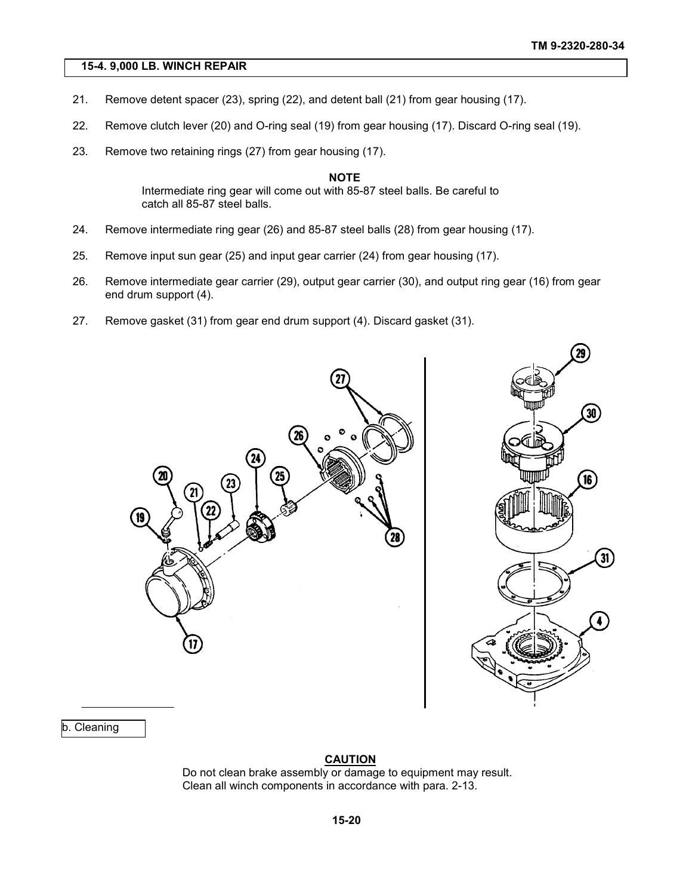## 15-4. 9,000 LB. WINCH REPAIR

21. Remove detent spacer (23), spring (22), and detent ball (21) from gear housing (17).

22. Remove clutch lever (20) and O-ring seal (19) from gear housing (17). Discard O-ring seal (19).

23. Remove two retaining rings (27) from gear housing (17).

**NOTE**

Intermediate ring gear will come out with 85-87 steel balls. Be careful to catch all 85-87 steel balls.

24. Remove intermediate ring gear (26) and 85-87 steel balls (28) from gear housing (17).

25. Remove input sun gear (25) and input gear carrier (24) from gear housing (17).

26. Remove intermediate gear carrier (29), output gear carrier (30), and output ring gear (16) from gear end drum support (4).

27. Remove gasket (31) from gear end drum support (4). Discard gasket (31).

### b. Cleaning

**CAUTION**

Do not clean brake assembly or damage to equipment may result.
Clean all winch components in accordance with para. 2-13.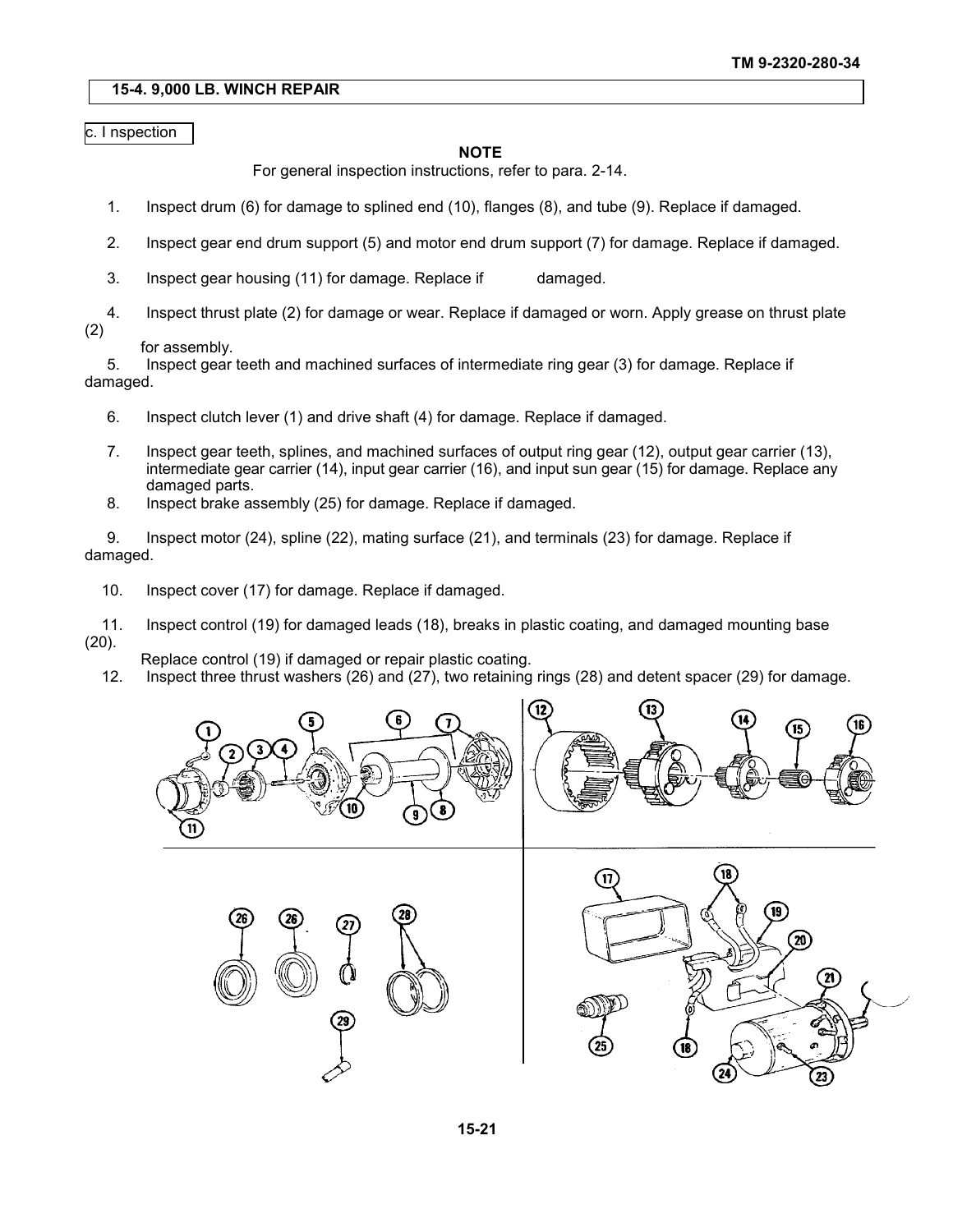## 15-4. 9,000 LB. WINCH REPAIR

### c. Inspection

**NOTE**

For general inspection instructions, refer to para. 2-14.

1. Inspect drum (6) for damage to splined end (10), flanges (8), and tube (9). Replace if damaged.

2. Inspect gear end drum support (5) and motor end drum support (7) for damage. Replace if damaged.

3. Inspect gear housing (11) for damage. Replace if damaged.

4. Inspect thrust plate (2) for damage or wear. Replace if damaged or worn. Apply grease on thrust plate (2) for assembly.

5. Inspect gear teeth and machined surfaces of intermediate ring gear (3) for damage. Replace if damaged.

6. Inspect clutch lever (1) and drive shaft (4) for damage. Replace if damaged.

7. Inspect gear teeth, splines, and machined surfaces of output ring gear (12), output gear carrier (13), intermediate gear carrier (14), input gear carrier (16), and input sun gear (15) for damage. Replace any damaged parts.

8. Inspect brake assembly (25) for damage. Replace if damaged.

9. Inspect motor (24), spline (22), mating surface (21), and terminals (23) for damage. Replace if damaged.

10. Inspect cover (17) for damage. Replace if damaged.

11. Inspect control (19) for damaged leads (18), breaks in plastic coating, and damaged mounting base (20). Replace control (19) if damaged or repair plastic coating.

12. Inspect three thrust washers (26) and (27), two retaining rings (28) and detent spacer (29) for damage.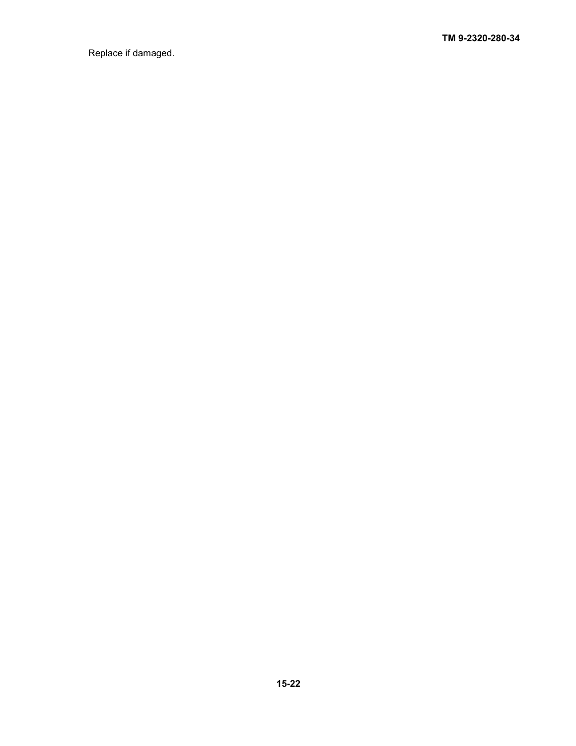Replace if damaged.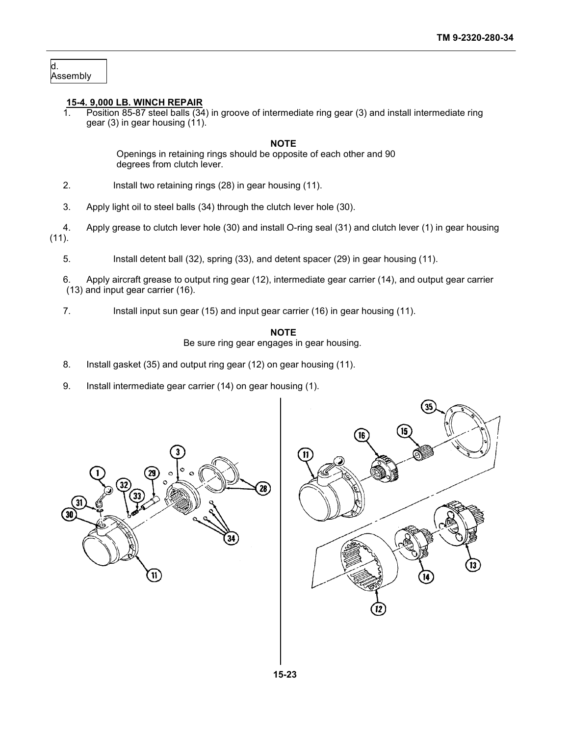d. Assembly

## 15-4. 9,000 LB. WINCH REPAIR

1. Position 85-87 steel balls (34) in groove of intermediate ring gear (3) and install intermediate ring gear (3) in gear housing (11).

**NOTE**

Openings in retaining rings should be opposite of each other and 90 degrees from clutch lever.

2. Install two retaining rings (28) in gear housing (11).

3. Apply light oil to steel balls (34) through the clutch lever hole (30).

4. Apply grease to clutch lever hole (30) and install O-ring seal (31) and clutch lever (1) in gear housing (11).

5. Install detent ball (32), spring (33), and detent spacer (29) in gear housing (11).

6. Apply aircraft grease to output ring gear (12), intermediate gear carrier (14), and output gear carrier (13) and input gear carrier (16).

7. Install input sun gear (15) and input gear carrier (16) in gear housing (11).

**NOTE**

Be sure ring gear engages in gear housing.

8. Install gasket (35) and output ring gear (12) on gear housing (11).

9. Install intermediate gear carrier (14) on gear housing (1).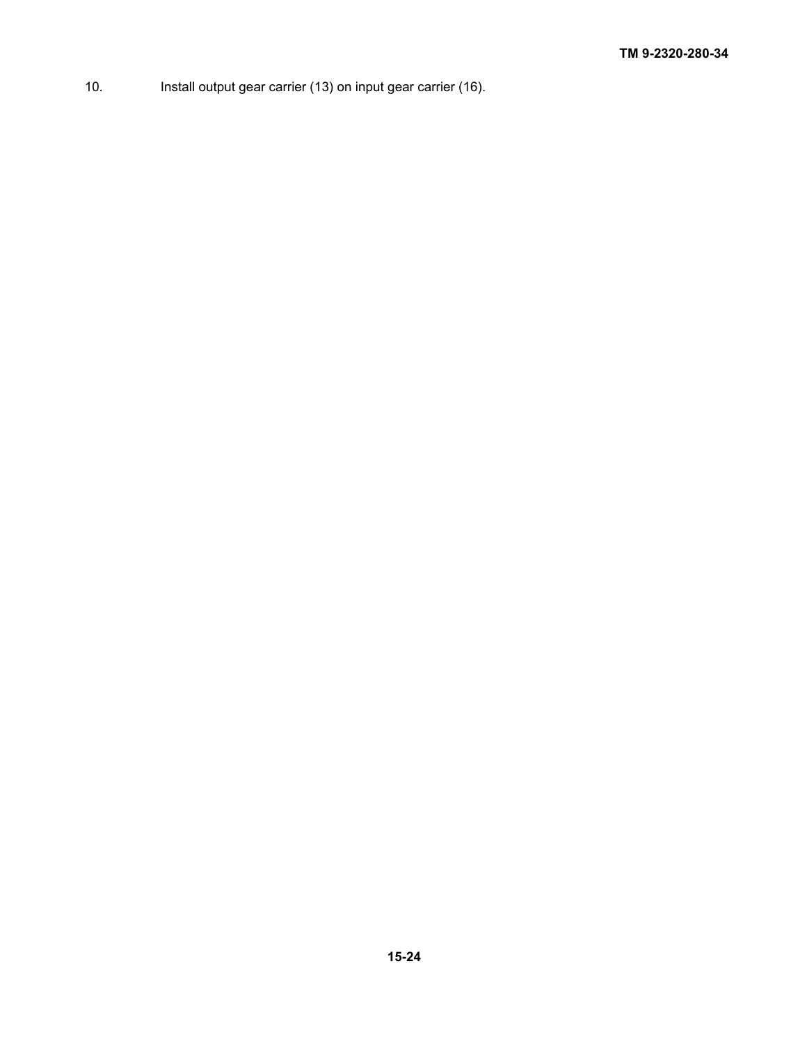10. Install output gear carrier (13) on input gear carrier (16).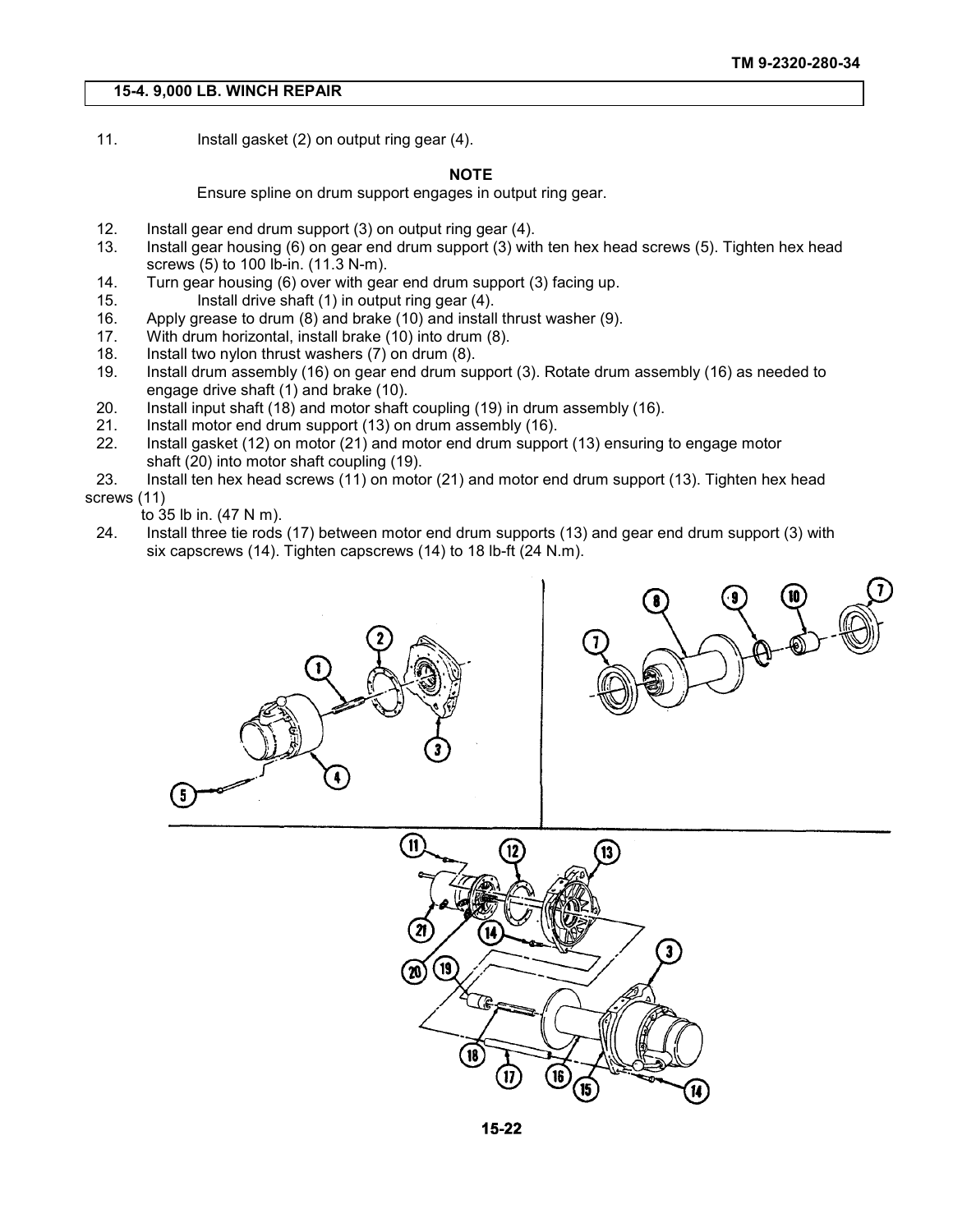## 15-4. 9,000 LB. WINCH REPAIR

11. Install gasket (2) on output ring gear (4).

**NOTE**

Ensure spline on drum support engages in output ring gear.

12. Install gear end drum support (3) on output ring gear (4).
13. Install gear housing (6) on gear end drum support (3) with ten hex head screws (5). Tighten hex head screws (5) to 100 lb-in. (11.3 N-m).
14. Turn gear housing (6) over with gear end drum support (3) facing up.
15. Install drive shaft (1) in output ring gear (4).
16. Apply grease to drum (8) and brake (10) and install thrust washer (9).
17. With drum horizontal, install brake (10) into drum (8).
18. Install two nylon thrust washers (7) on drum (8).
19. Install drum assembly (16) on gear end drum support (3). Rotate drum assembly (16) as needed to engage drive shaft (1) and brake (10).
20. Install input shaft (18) and motor shaft coupling (19) in drum assembly (16).
21. Install motor end drum support (13) on drum assembly (16).
22. Install gasket (12) on motor (21) and motor end drum support (13) ensuring to engage motor shaft (20) into motor shaft coupling (19).
23. Install ten hex head screws (11) on motor (21) and motor end drum support (13). Tighten hex head screws (11) to 35 lb in. (47 N m).
24. Install three tie rods (17) between motor end drum supports (13) and gear end drum support (3) with six capscrews (14). Tighten capscrews (14) to 18 lb-ft (24 N.m).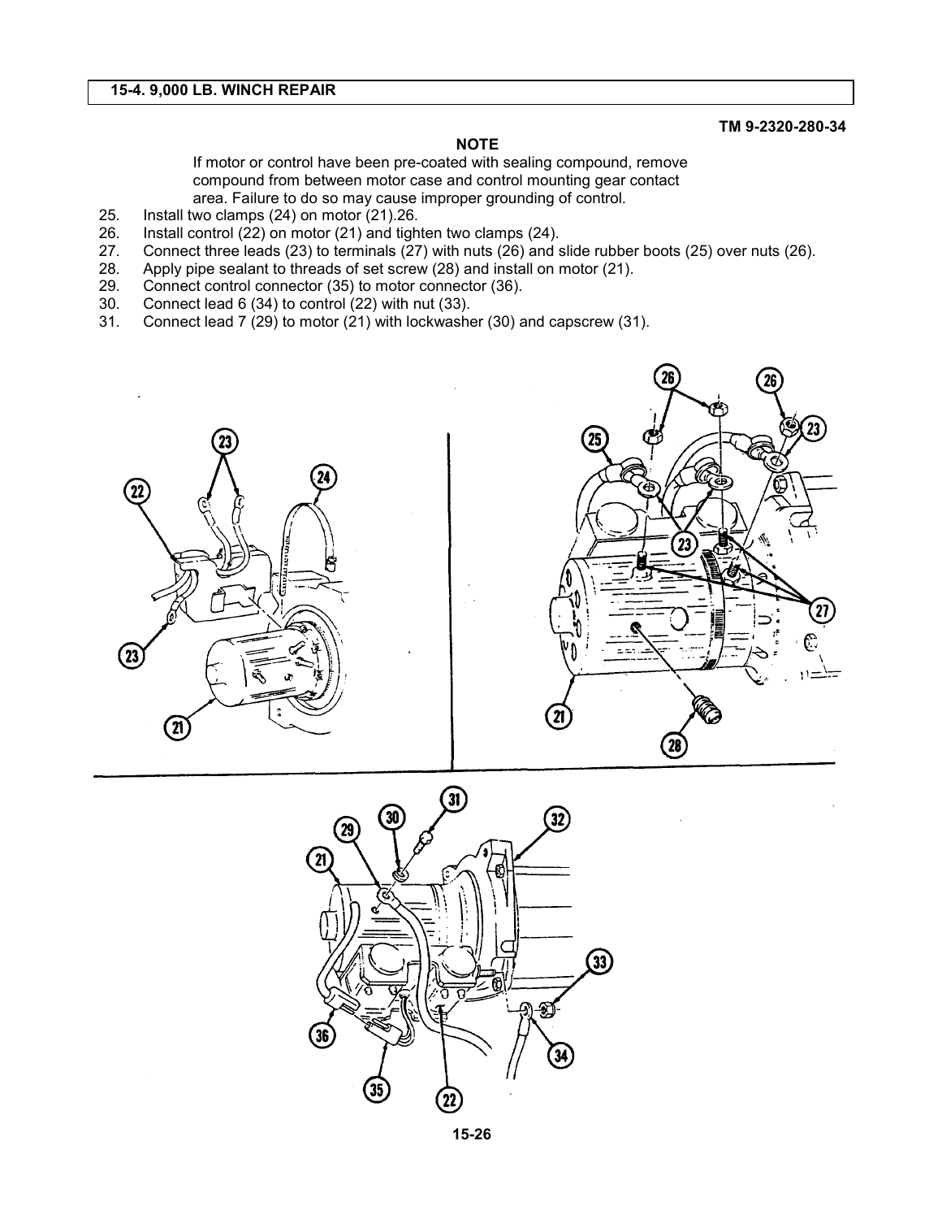## 15-4. 9,000 LB. WINCH REPAIR

**NOTE**

If motor or control have been pre-coated with sealing compound, remove compound from between motor case and control mounting gear contact area. Failure to do so may cause improper grounding of control.

25. Install two clamps (24) on motor (21).26.
26. Install control (22) on motor (21) and tighten two clamps (24).
27. Connect three leads (23) to terminals (27) with nuts (26) and slide rubber boots (25) over nuts (26).
28. Apply pipe sealant to threads of set screw (28) and install on motor (21).
29. Connect control connector (35) to motor connector (36).
30. Connect lead 6 (34) to control (22) with nut (33).
31. Connect lead 7 (29) to motor (21) with lockwasher (30) and capscrew (31).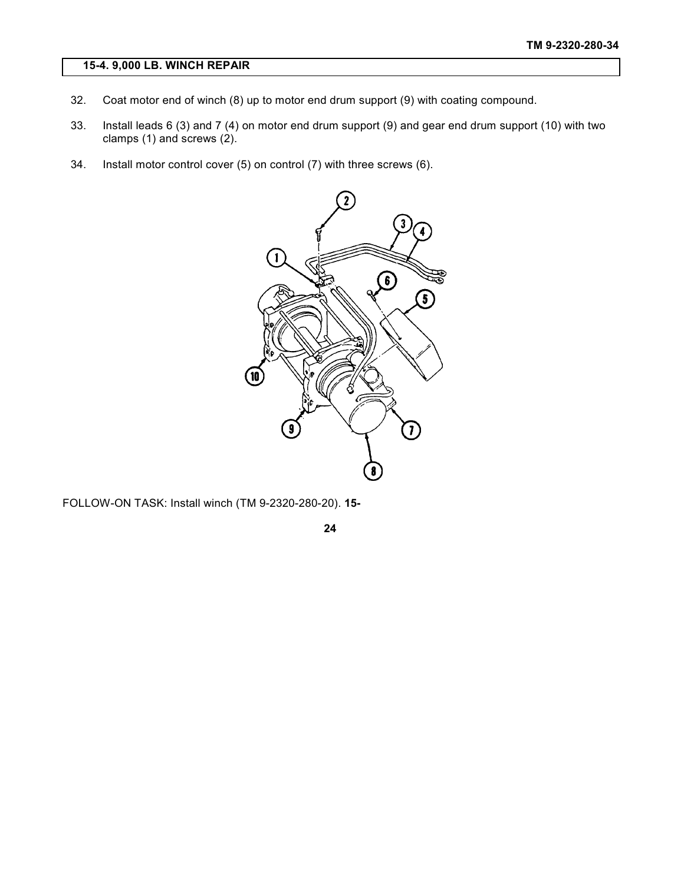## 15-4. 9,000 LB. WINCH REPAIR

32. Coat motor end of winch (8) up to motor end drum support (9) with coating compound.

33. Install leads 6 (3) and 7 (4) on motor end drum support (9) and gear end drum support (10) with two clamps (1) and screws (2).

34. Install motor control cover (5) on control (7) with three screws (6).

2
3
4
1
6
5
10
9
7
8

FOLLOW-ON TASK: Install winch (TM 9-2320-280-20).